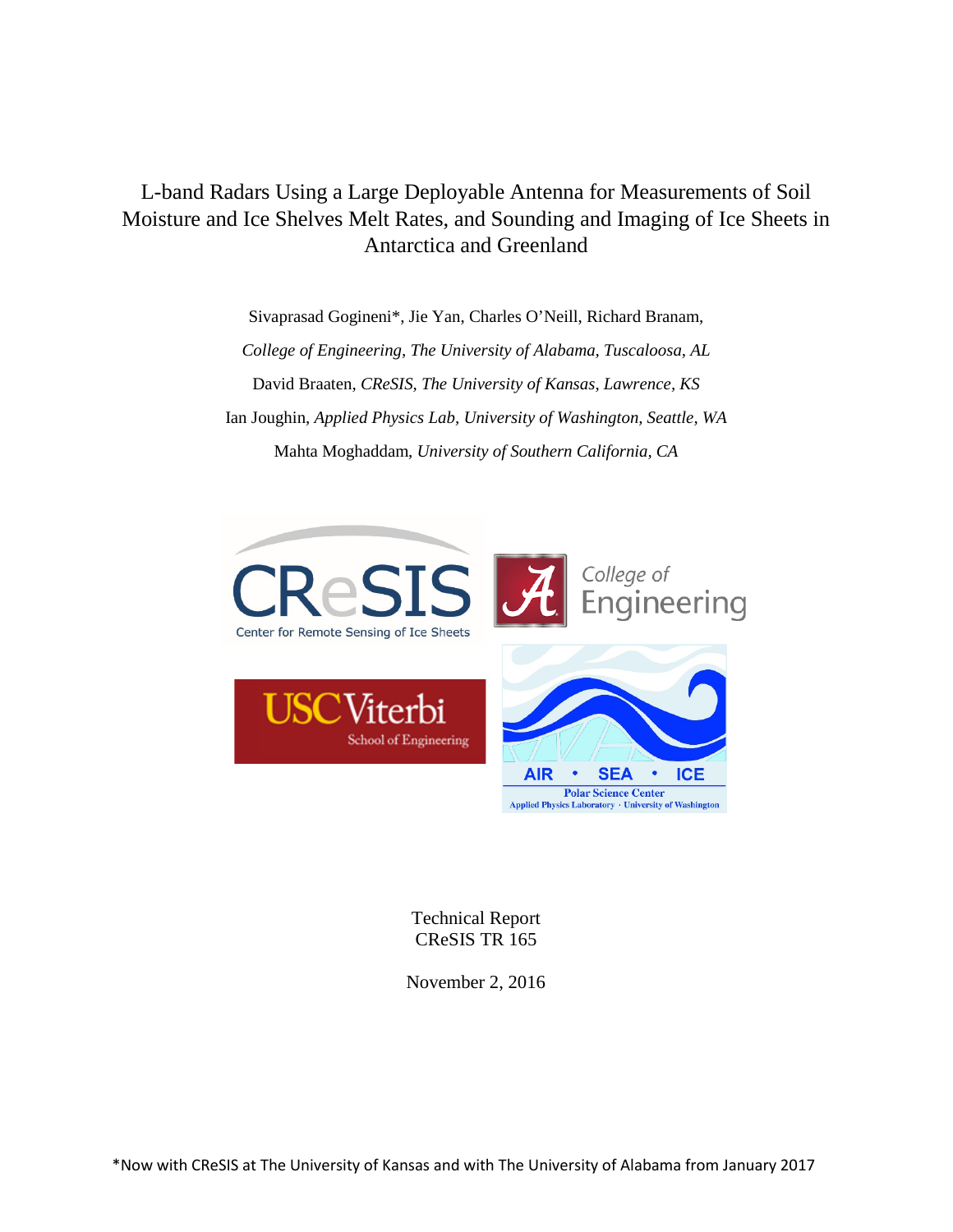# L-band Radars Using a Large Deployable Antenna for Measurements of Soil Moisture and Ice Shelves Melt Rates, and Sounding and Imaging of Ice Sheets in Antarctica and Greenland

Sivaprasad Gogineni*, Jie Yan, Charles O'Neill, Richard Branam,

*College of Engineering, The University of Alabama, Tuscaloosa, AL*

David Braaten, *CReSIS, The University of Kansas, Lawrence, KS*

Ian Joughin, *Applied Physics Lab, University of Washington, Seattle, WA*

Mahta Moghaddam, *University of Southern California, CA*

Technical Report
CReSIS TR 165

November 2, 2016

*Now with CReSIS at The University of Kansas and with The University of Alabama from January 2017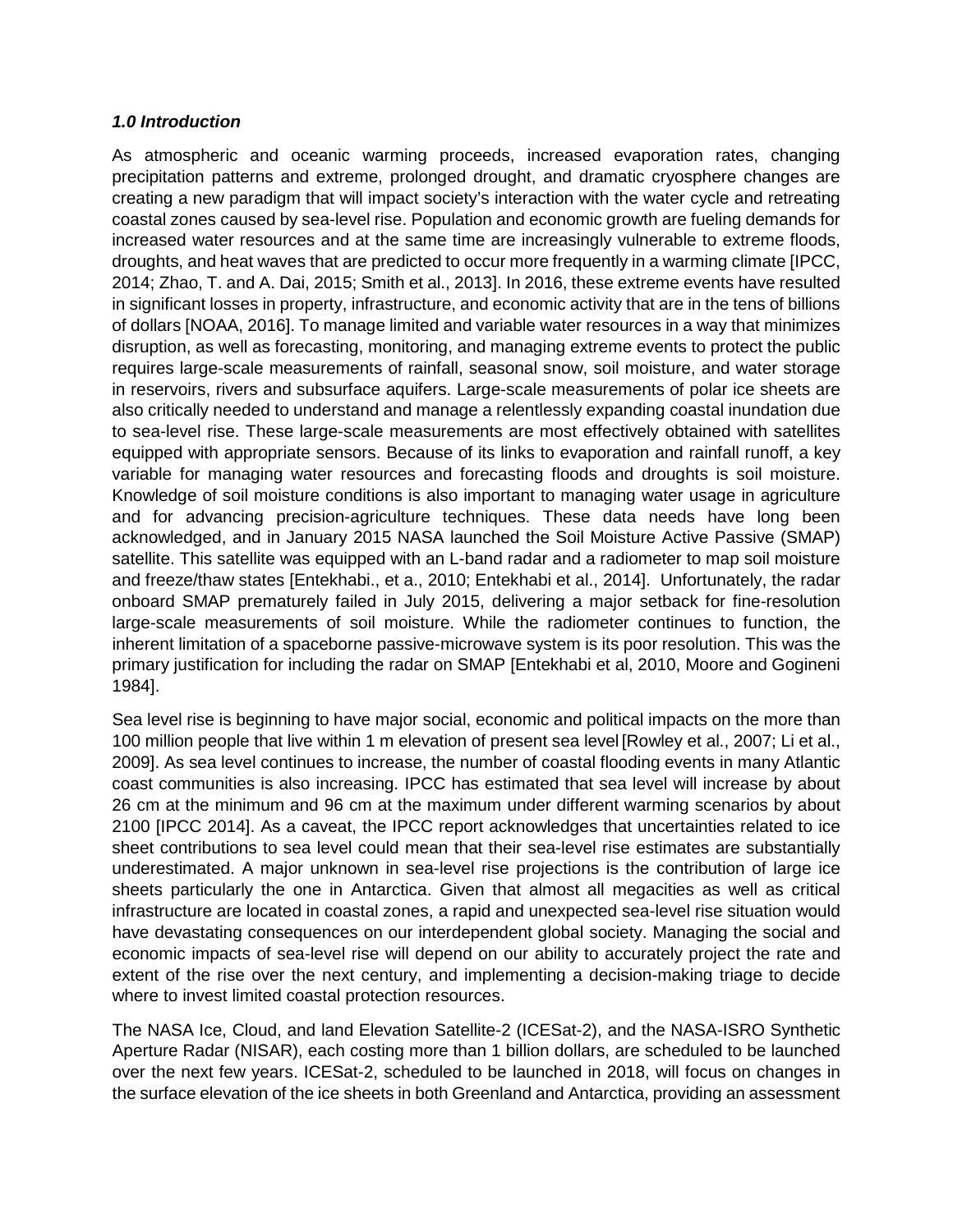### *1.0 Introduction*

As atmospheric and oceanic warming proceeds, increased evaporation rates, changing precipitation patterns and extreme, prolonged drought, and dramatic cryosphere changes are creating a new paradigm that will impact society's interaction with the water cycle and retreating coastal zones caused by sea-level rise. Population and economic growth are fueling demands for increased water resources and at the same time are increasingly vulnerable to extreme floods, droughts, and heat waves that are predicted to occur more frequently in a warming climate [IPCC, 2014; Zhao, T. and A. Dai, 2015; Smith et al., 2013]. In 2016, these extreme events have resulted in significant losses in property, infrastructure, and economic activity that are in the tens of billions of dollars [NOAA, 2016]. To manage limited and variable water resources in a way that minimizes disruption, as well as forecasting, monitoring, and managing extreme events to protect the public requires large-scale measurements of rainfall, seasonal snow, soil moisture, and water storage in reservoirs, rivers and subsurface aquifers. Large-scale measurements of polar ice sheets are also critically needed to understand and manage a relentlessly expanding coastal inundation due to sea-level rise. These large-scale measurements are most effectively obtained with satellites equipped with appropriate sensors. Because of its links to evaporation and rainfall runoff, a key variable for managing water resources and forecasting floods and droughts is soil moisture. Knowledge of soil moisture conditions is also important to managing water usage in agriculture and for advancing precision-agriculture techniques. These data needs have long been acknowledged, and in January 2015 NASA launched the Soil Moisture Active Passive (SMAP) satellite. This satellite was equipped with an L-band radar and a radiometer to map soil moisture and freeze/thaw states [Entekhabi., et a., 2010; Entekhabi et al., 2014]. Unfortunately, the radar onboard SMAP prematurely failed in July 2015, delivering a major setback for fine-resolution large-scale measurements of soil moisture. While the radiometer continues to function, the inherent limitation of a spaceborne passive-microwave system is its poor resolution. This was the primary justification for including the radar on SMAP [Entekhabi et al, 2010, Moore and Gogineni 1984].

Sea level rise is beginning to have major social, economic and political impacts on the more than 100 million people that live within 1 m elevation of present sea level [Rowley et al., 2007; Li et al., 2009]. As sea level continues to increase, the number of coastal flooding events in many Atlantic coast communities is also increasing. IPCC has estimated that sea level will increase by about 26 cm at the minimum and 96 cm at the maximum under different warming scenarios by about 2100 [IPCC 2014]. As a caveat, the IPCC report acknowledges that uncertainties related to ice sheet contributions to sea level could mean that their sea-level rise estimates are substantially underestimated. A major unknown in sea-level rise projections is the contribution of large ice sheets particularly the one in Antarctica. Given that almost all megacities as well as critical infrastructure are located in coastal zones, a rapid and unexpected sea-level rise situation would have devastating consequences on our interdependent global society. Managing the social and economic impacts of sea-level rise will depend on our ability to accurately project the rate and extent of the rise over the next century, and implementing a decision-making triage to decide where to invest limited coastal protection resources.

The NASA Ice, Cloud, and land Elevation Satellite-2 (ICESat-2), and the NASA-ISRO Synthetic Aperture Radar (NISAR), each costing more than 1 billion dollars, are scheduled to be launched over the next few years. ICESat-2, scheduled to be launched in 2018, will focus on changes in the surface elevation of the ice sheets in both Greenland and Antarctica, providing an assessment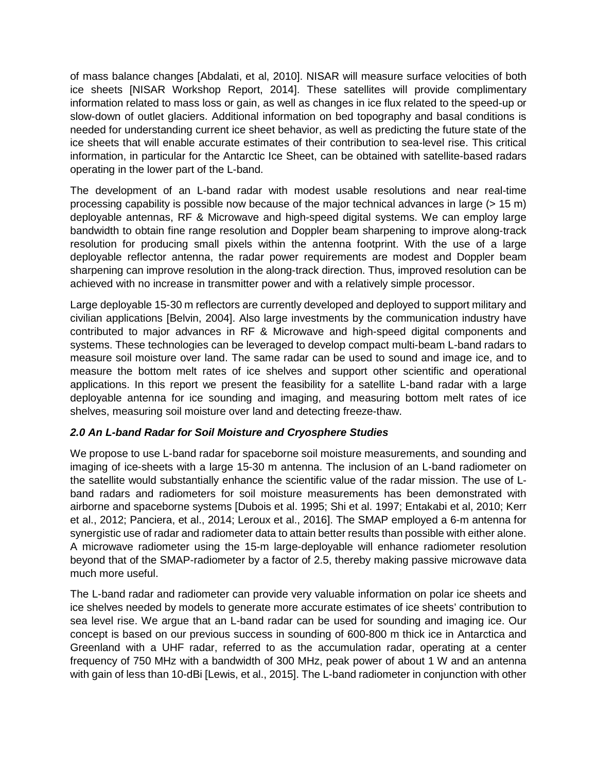of mass balance changes [Abdalati, et al, 2010]. NISAR will measure surface velocities of both ice sheets [NISAR Workshop Report, 2014]. These satellites will provide complimentary information related to mass loss or gain, as well as changes in ice flux related to the speed-up or slow-down of outlet glaciers. Additional information on bed topography and basal conditions is needed for understanding current ice sheet behavior, as well as predicting the future state of the ice sheets that will enable accurate estimates of their contribution to sea-level rise. This critical information, in particular for the Antarctic Ice Sheet, can be obtained with satellite-based radars operating in the lower part of the L-band.

The development of an L-band radar with modest usable resolutions and near real-time processing capability is possible now because of the major technical advances in large (> 15 m) deployable antennas, RF & Microwave and high-speed digital systems. We can employ large bandwidth to obtain fine range resolution and Doppler beam sharpening to improve along-track resolution for producing small pixels within the antenna footprint. With the use of a large deployable reflector antenna, the radar power requirements are modest and Doppler beam sharpening can improve resolution in the along-track direction. Thus, improved resolution can be achieved with no increase in transmitter power and with a relatively simple processor.

Large deployable 15-30 m reflectors are currently developed and deployed to support military and civilian applications [Belvin, 2004]. Also large investments by the communication industry have contributed to major advances in RF & Microwave and high-speed digital components and systems. These technologies can be leveraged to develop compact multi-beam L-band radars to measure soil moisture over land. The same radar can be used to sound and image ice, and to measure the bottom melt rates of ice shelves and support other scientific and operational applications. In this report we present the feasibility for a satellite L-band radar with a large deployable antenna for ice sounding and imaging, and measuring bottom melt rates of ice shelves, measuring soil moisture over land and detecting freeze-thaw.

### *2.0 An L-band Radar for Soil Moisture and Cryosphere Studies*

We propose to use L-band radar for spaceborne soil moisture measurements, and sounding and imaging of ice-sheets with a large 15-30 m antenna. The inclusion of an L-band radiometer on the satellite would substantially enhance the scientific value of the radar mission. The use of L-band radars and radiometers for soil moisture measurements has been demonstrated with airborne and spaceborne systems [Dubois et al. 1995; Shi et al. 1997; Entakabi et al, 2010; Kerr et al., 2012; Panciera, et al., 2014; Leroux et al., 2016]. The SMAP employed a 6-m antenna for synergistic use of radar and radiometer data to attain better results than possible with either alone. A microwave radiometer using the 15-m large-deployable will enhance radiometer resolution beyond that of the SMAP-radiometer by a factor of 2.5, thereby making passive microwave data much more useful.

The L-band radar and radiometer can provide very valuable information on polar ice sheets and ice shelves needed by models to generate more accurate estimates of ice sheets' contribution to sea level rise. We argue that an L-band radar can be used for sounding and imaging ice. Our concept is based on our previous success in sounding of 600-800 m thick ice in Antarctica and Greenland with a UHF radar, referred to as the accumulation radar, operating at a center frequency of 750 MHz with a bandwidth of 300 MHz, peak power of about 1 W and an antenna with gain of less than 10-dBi [Lewis, et al., 2015]. The L-band radiometer in conjunction with other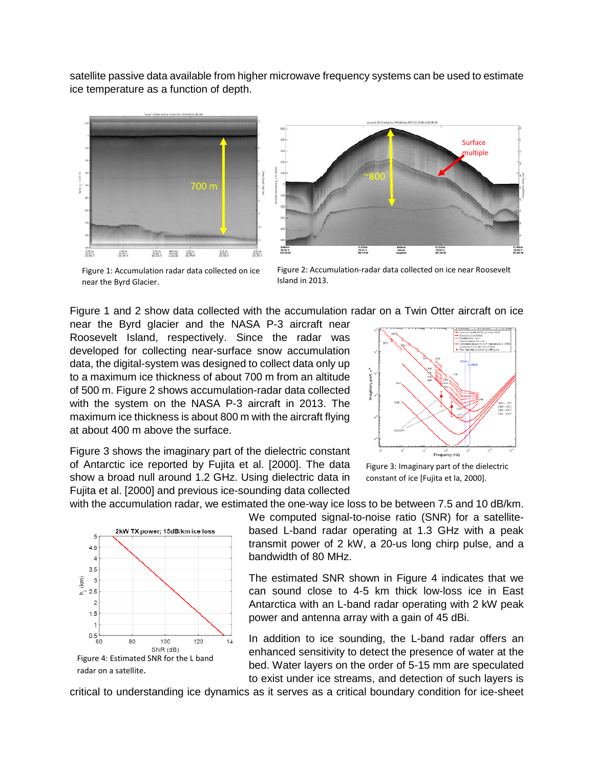satellite passive data available from higher microwave frequency systems can be used to estimate ice temperature as a function of depth.

Figure 1: Accumulation radar data collected on ice near the Byrd Glacier.

Figure 2: Accumulation-radar data collected on ice near Roosevelt Island in 2013.

Figure 1 and 2 show data collected with the accumulation radar on a Twin Otter aircraft on ice near the Byrd glacier and the NASA P-3 aircraft near Roosevelt Island, respectively. Since the radar was developed for collecting near-surface snow accumulation data, the digital-system was designed to collect data only up to a maximum ice thickness of about 700 m from an altitude of 500 m. Figure 2 shows accumulation-radar data collected with the system on the NASA P-3 aircraft in 2013. The maximum ice thickness is about 800 m with the aircraft flying at about 400 m above the surface.

Figure 3 shows the imaginary part of the dielectric constant of Antarctic ice reported by Fujita et al. [2000]. The data show a broad null around 1.2 GHz. Using dielectric data in Fujita et al. [2000] and previous ice-sounding data collected with the accumulation radar, we estimated the one-way ice loss to be between 7.5 and 10 dB/km.

Figure 3: Imaginary part of the dielectric constant of ice [Fujita et la, 2000].

We computed signal-to-noise ratio (SNR) for a satellite-based L-band radar operating at 1.3 GHz with a peak transmit power of 2 kW, a 20-us long chirp pulse, and a bandwidth of 80 MHz.

The estimated SNR shown in Figure 4 indicates that we can sound close to 4-5 km thick low-loss ice in East Antarctica with an L-band radar operating with 2 kW peak power and antenna array with a gain of 45 dBi.

Figure 4: Estimated SNR for the L band radar on a satellite.

In addition to ice sounding, the L-band radar offers an enhanced sensitivity to detect the presence of water at the bed. Water layers on the order of 5-15 mm are speculated to exist under ice streams, and detection of such layers is critical to understanding ice dynamics as it serves as a critical boundary condition for ice-sheet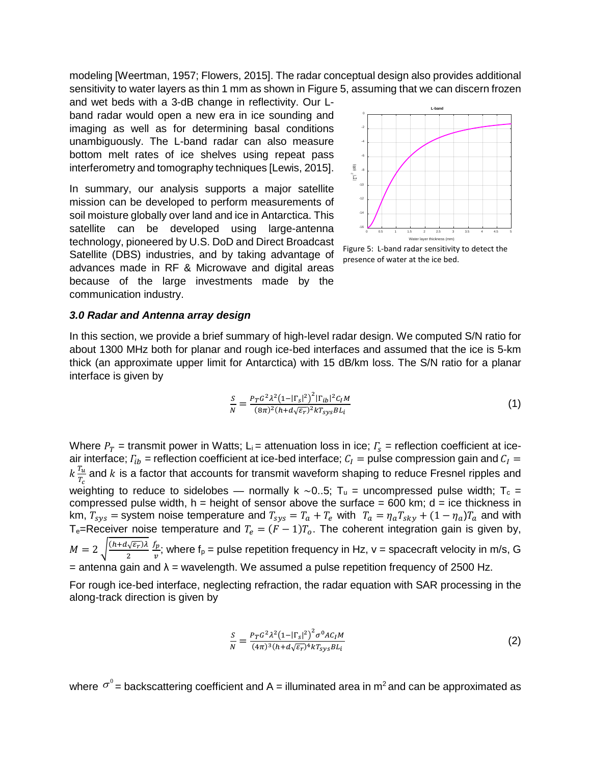modeling [Weertman, 1957; Flowers, 2015]. The radar conceptual design also provides additional sensitivity to water layers as thin 1 mm as shown in Figure 5, assuming that we can discern frozen and wet beds with a 3-dB change in reflectivity. Our L-band radar would open a new era in ice sounding and imaging as well as for determining basal conditions unambiguously. The L-band radar can also measure bottom melt rates of ice shelves using repeat pass interferometry and tomography techniques [Lewis, 2015].

Figure 5: L-band radar sensitivity to detect the presence of water at the ice bed.

In summary, our analysis supports a major satellite mission can be developed to perform measurements of soil moisture globally over land and ice in Antarctica. This satellite can be developed using large-antenna technology, pioneered by U.S. DoD and Direct Broadcast Satellite (DBS) industries, and by taking advantage of advances made in RF & Microwave and digital areas because of the large investments made by the communication industry.

### *3.0 Radar and Antenna array design*

In this section, we provide a brief summary of high-level radar design. We computed S/N ratio for about 1300 MHz both for planar and rough ice-bed interfaces and assumed that the ice is 5-km thick (an approximate upper limit for Antarctica) with 15 dB/km loss. The S/N ratio for a planar interface is given by

$$\frac{S}{N} = \frac{P_T G^2 \lambda^2 \left(1-|\Gamma_s|^2\right)^2 |\Gamma_{ib}|^2 C_I M}{(8\pi)^2 (h+d\sqrt{\varepsilon_r})^2 k T_{sys} B L_i} \tag{1}$$

Where $P_T$ = transmit power in Watts; $L_i$ = attenuation loss in ice; $\Gamma_s$ = reflection coefficient at ice-air interface; $\Gamma_{ib}$ = reflection coefficient at ice-bed interface; $C_I$ = pulse compression gain and $C_I = k\frac{T_u}{T_c}$ and $k$ is a factor that accounts for transmit waveform shaping to reduce Fresnel ripples and weighting to reduce to sidelobes — normally k ~0..5; $T_u$ = uncompressed pulse width; $T_c$ = compressed pulse width, h = height of sensor above the surface = 600 km; d = ice thickness in km, $T_{sys}$ = system noise temperature and $T_{sys} = T_a + T_e$ with $T_a = \eta_a T_{sky} + (1-\eta_a)T_a$ and with $T_e$=Receiver noise temperature and $T_e = (F-1)T_o$. The coherent integration gain is given by, $M = 2\sqrt{\frac{(h+d\sqrt{\varepsilon_r})\lambda}{2}}\frac{f_p}{v}$; where $f_p$ = pulse repetition frequency in Hz, v = spacecraft velocity in m/s, G = antenna gain and λ = wavelength. We assumed a pulse repetition frequency of 2500 Hz.

For rough ice-bed interface, neglecting refraction, the radar equation with SAR processing in the along-track direction is given by

$$\frac{S}{N} = \frac{P_T G^2 \lambda^2 \left(1-|\Gamma_s|^2\right)^2 \sigma^0 A C_I M}{(4\pi)^3 (h+d\sqrt{\varepsilon_r})^4 k T_{sys} B L_i} \tag{2}$$

where $\sigma^0$ = backscattering coefficient and A = illuminated area in m$^2$ and can be approximated as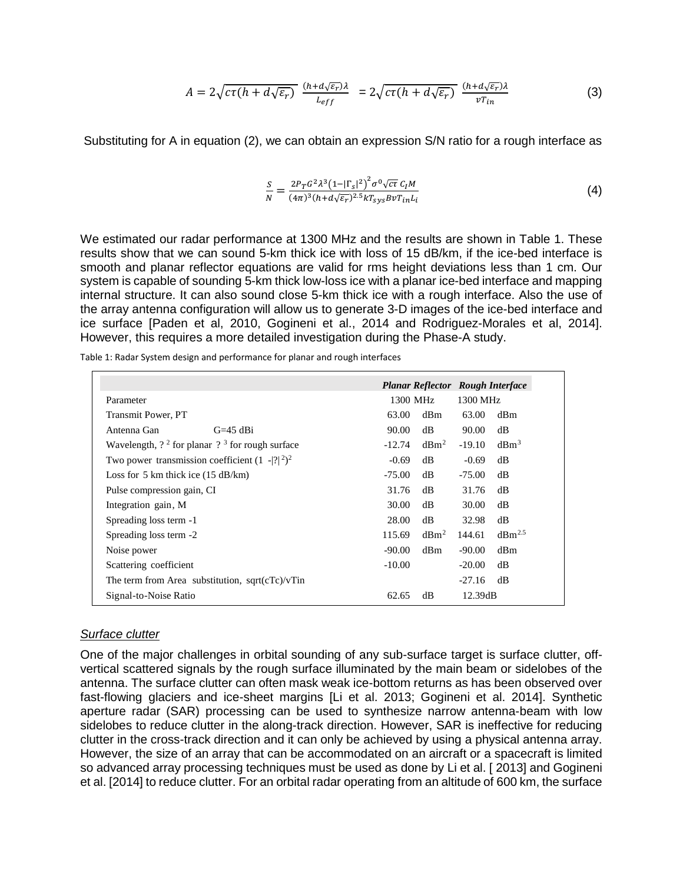$$A = 2\sqrt{c\tau(h + d\sqrt{\varepsilon_r})}\ \frac{(h+d\sqrt{\varepsilon_r})\lambda}{L_{eff}} \ = 2\sqrt{c\tau(h + d\sqrt{\varepsilon_r})}\ \frac{(h+d\sqrt{\varepsilon_r})\lambda}{vT_{in}} \tag{3}$$

Substituting for A in equation (2), we can obtain an expression S/N ratio for a rough interface as

$$\frac{S}{N} = \frac{2P_T G^2 \lambda^3 \left(1-|\Gamma_s|^2\right)^2 \sigma^0 \sqrt{c\tau}\ C_I M}{(4\pi)^3 (h+d\sqrt{\varepsilon_r})^{2.5} k T_{sys} B v T_{in} L_i} \tag{4}$$

We estimated our radar performance at 1300 MHz and the results are shown in Table 1. These results show that we can sound 5-km thick ice with loss of 15 dB/km, if the ice-bed interface is smooth and planar reflector equations are valid for rms height deviations less than 1 cm. Our system is capable of sounding 5-km thick low-loss ice with a planar ice-bed interface and mapping internal structure. It can also sound close 5-km thick ice with a rough interface. Also the use of the array antenna configuration will allow us to generate 3-D images of the ice-bed interface and ice surface [Paden et al, 2010, Gogineni et al., 2014 and Rodriguez-Morales et al, 2014]. However, this requires a more detailed investigation during the Phase-A study.

Table 1: Radar System design and performance for planar and rough interfaces

| | ***Planar Reflector*** | | ***Rough Interface*** | |
|---|---|---|---|---|
| Parameter | 1300 MHz | | 1300 MHz | |
| Transmit Power, PT | 63.00 | dBm | 63.00 | dBm |
| Antenna Gan G=45 dBi | 90.00 | dB | 90.00 | dB |
| Wavelength, ? $^2$ for planar ? $^3$ for rough surface | -12.74 | dBm$^2$ | -19.10 | dBm$^3$ |
| Two power transmission coefficient $(1 - \lvert ? \rvert^2)^2$ | -0.69 | dB | -0.69 | dB |
| Loss for 5 km thick ice (15 dB/km) | -75.00 | dB | -75.00 | dB |
| Pulse compression gain, CI | 31.76 | dB | 31.76 | dB |
| Integration gain, M | 30.00 | dB | 30.00 | dB |
| Spreading loss term -1 | 28.00 | dB | 32.98 | dB |
| Spreading loss term -2 | 115.69 | dBm$^2$ | 144.61 | dBm$^{2.5}$ |
| Noise power | -90.00 | dBm | -90.00 | dBm |
| Scattering coefficient | -10.00 | | -20.00 | dB |
| The term from Area substitution, sqrt(cTc)/vTin | | | -27.16 | dB |
| Signal-to-Noise Ratio | 62.65 | dB | 12.39dB | |

### *Surface clutter*

One of the major challenges in orbital sounding of any sub-surface target is surface clutter, off-vertical scattered signals by the rough surface illuminated by the main beam or sidelobes of the antenna. The surface clutter can often mask weak ice-bottom returns as has been observed over fast-flowing glaciers and ice-sheet margins [Li et al. 2013; Gogineni et al. 2014]. Synthetic aperture radar (SAR) processing can be used to synthesize narrow antenna-beam with low sidelobes to reduce clutter in the along-track direction. However, SAR is ineffective for reducing clutter in the cross-track direction and it can only be achieved by using a physical antenna array. However, the size of an array that can be accommodated on an aircraft or a spacecraft is limited so advanced array processing techniques must be used as done by Li et al. [ 2013] and Gogineni et al. [2014] to reduce clutter. For an orbital radar operating from an altitude of 600 km, the surface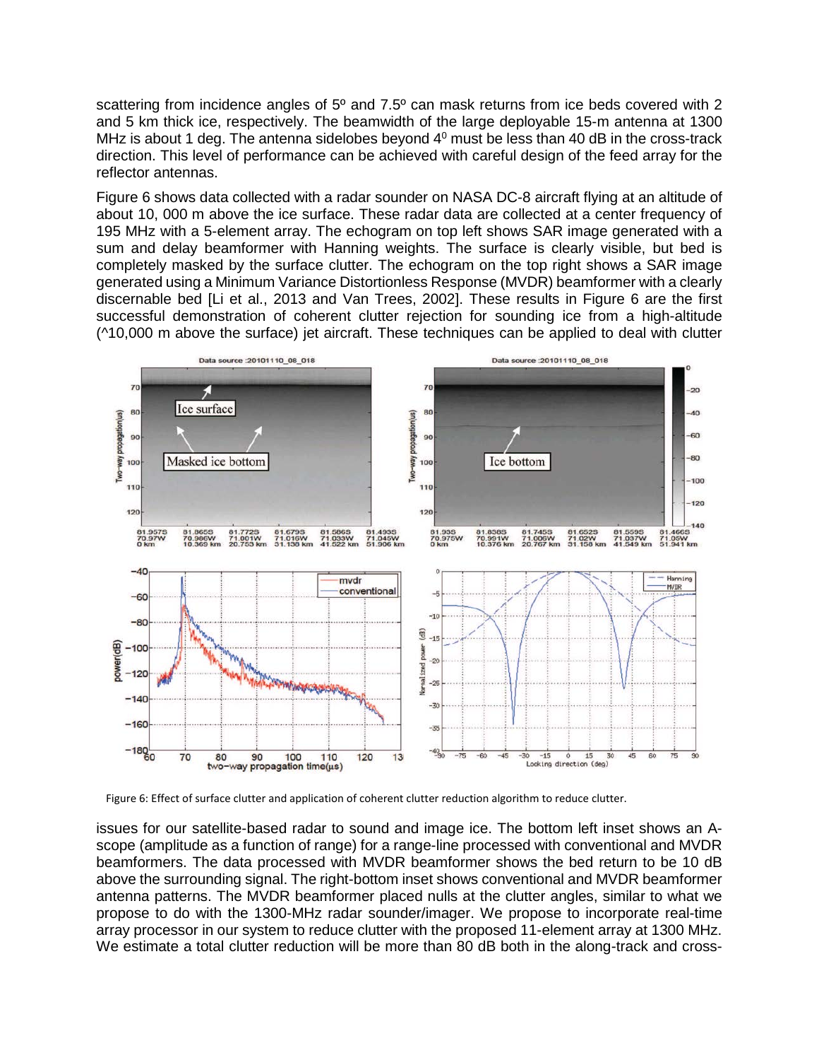scattering from incidence angles of 5º and 7.5º can mask returns from ice beds covered with 2 and 5 km thick ice, respectively. The beamwidth of the large deployable 15-m antenna at 1300 MHz is about 1 deg. The antenna sidelobes beyond $4^0$ must be less than 40 dB in the cross-track direction. This level of performance can be achieved with careful design of the feed array for the reflector antennas.

Figure 6 shows data collected with a radar sounder on NASA DC-8 aircraft flying at an altitude of about 10, 000 m above the ice surface. These radar data are collected at a center frequency of 195 MHz with a 5-element array. The echogram on top left shows SAR image generated with a sum and delay beamformer with Hanning weights. The surface is clearly visible, but bed is completely masked by the surface clutter. The echogram on the top right shows a SAR image generated using a Minimum Variance Distortionless Response (MVDR) beamformer with a clearly discernable bed [Li et al., 2013 and Van Trees, 2002]. These results in Figure 6 are the first successful demonstration of coherent clutter rejection for sounding ice from a high-altitude (^10,000 m above the surface) jet aircraft. These techniques can be applied to deal with clutter issues for our satellite-based radar to sound and image ice. The bottom left inset shows an A-scope (amplitude as a function of range) for a range-line processed with conventional and MVDR beamformers. The data processed with MVDR beamformer shows the bed return to be 10 dB above the surrounding signal. The right-bottom inset shows conventional and MVDR beamformer antenna patterns. The MVDR beamformer placed nulls at the clutter angles, similar to what we propose to do with the 1300-MHz radar sounder/imager. We propose to incorporate real-time array processor in our system to reduce clutter with the proposed 11-element array at 1300 MHz. We estimate a total clutter reduction will be more than 80 dB both in the along-track and cross-

Figure 6: Effect of surface clutter and application of coherent clutter reduction algorithm to reduce clutter.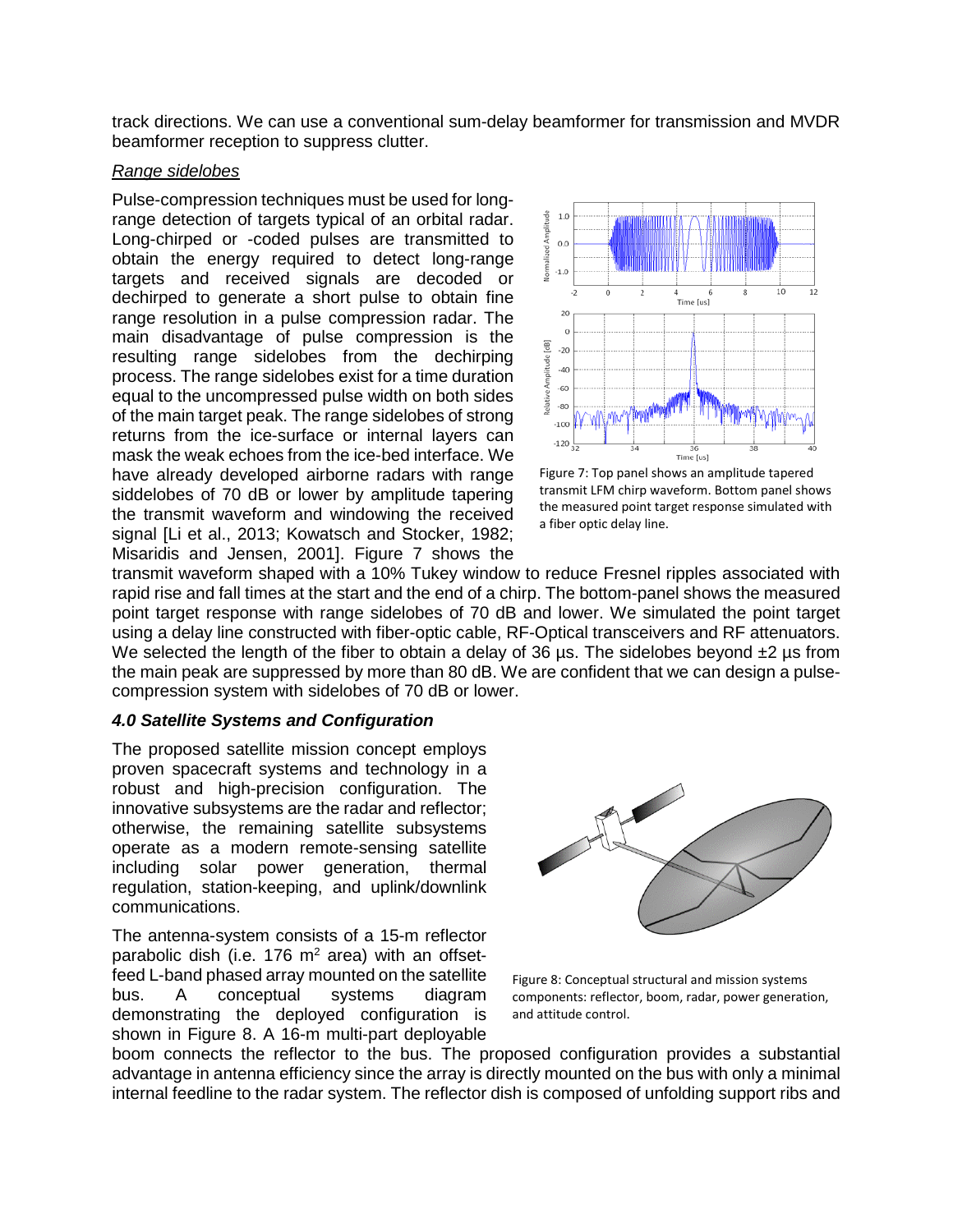track directions. We can use a conventional sum-delay beamformer for transmission and MVDR beamformer reception to suppress clutter.

*Range sidelobes*

Pulse-compression techniques must be used for long-range detection of targets typical of an orbital radar. Long-chirped or -coded pulses are transmitted to obtain the energy required to detect long-range targets and received signals are decoded or dechirped to generate a short pulse to obtain fine range resolution in a pulse compression radar. The main disadvantage of pulse compression is the resulting range sidelobes from the dechirping process. The range sidelobes exist for a time duration equal to the uncompressed pulse width on both sides of the main target peak. The range sidelobes of strong returns from the ice-surface or internal layers can mask the weak echoes from the ice-bed interface. We have already developed airborne radars with range siddelobes of 70 dB or lower by amplitude tapering the transmit waveform and windowing the received signal [Li et al., 2013; Kowatsch and Stocker, 1982; Misaridis and Jensen, 2001]. Figure 7 shows the transmit waveform shaped with a 10% Tukey window to reduce Fresnel ripples associated with rapid rise and fall times at the start and the end of a chirp. The bottom-panel shows the measured point target response with range sidelobes of 70 dB and lower. We simulated the point target using a delay line constructed with fiber-optic cable, RF-Optical transceivers and RF attenuators. We selected the length of the fiber to obtain a delay of 36 µs. The sidelobes beyond ±2 µs from the main peak are suppressed by more than 80 dB. We are confident that we can design a pulse-compression system with sidelobes of 70 dB or lower.

Figure 7: Top panel shows an amplitude tapered transmit LFM chirp waveform. Bottom panel shows the measured point target response simulated with a fiber optic delay line.

### *4.0 Satellite Systems and Configuration*

The proposed satellite mission concept employs proven spacecraft systems and technology in a robust and high-precision configuration. The innovative subsystems are the radar and reflector; otherwise, the remaining satellite subsystems operate as a modern remote-sensing satellite including solar power generation, thermal regulation, station-keeping, and uplink/downlink communications.

The antenna-system consists of a 15-m reflector parabolic dish (i.e. 176 $m^2$ area) with an offset-feed L-band phased array mounted on the satellite bus. A conceptual systems diagram demonstrating the deployed configuration is shown in Figure 8. A 16-m multi-part deployable boom connects the reflector to the bus. The proposed configuration provides a substantial advantage in antenna efficiency since the array is directly mounted on the bus with only a minimal internal feedline to the radar system. The reflector dish is composed of unfolding support ribs and

Figure 8: Conceptual structural and mission systems components: reflector, boom, radar, power generation, and attitude control.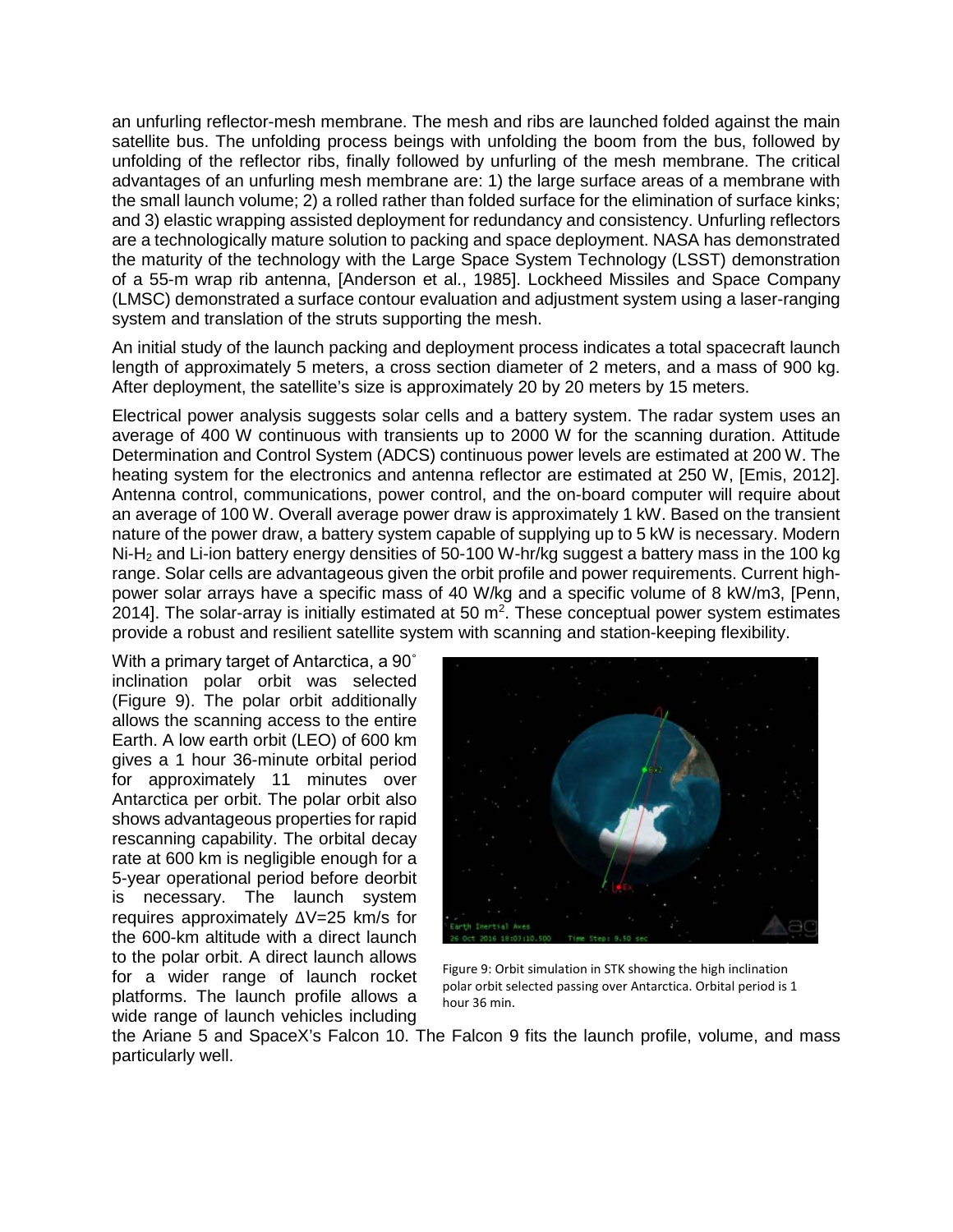an unfurling reflector-mesh membrane. The mesh and ribs are launched folded against the main satellite bus. The unfolding process beings with unfolding the boom from the bus, followed by unfolding of the reflector ribs, finally followed by unfurling of the mesh membrane. The critical advantages of an unfurling mesh membrane are: 1) the large surface areas of a membrane with the small launch volume; 2) a rolled rather than folded surface for the elimination of surface kinks; and 3) elastic wrapping assisted deployment for redundancy and consistency. Unfurling reflectors are a technologically mature solution to packing and space deployment. NASA has demonstrated the maturity of the technology with the Large Space System Technology (LSST) demonstration of a 55-m wrap rib antenna, [Anderson et al., 1985]. Lockheed Missiles and Space Company (LMSC) demonstrated a surface contour evaluation and adjustment system using a laser-ranging system and translation of the struts supporting the mesh.

An initial study of the launch packing and deployment process indicates a total spacecraft launch length of approximately 5 meters, a cross section diameter of 2 meters, and a mass of 900 kg. After deployment, the satellite's size is approximately 20 by 20 meters by 15 meters.

Electrical power analysis suggests solar cells and a battery system. The radar system uses an average of 400 W continuous with transients up to 2000 W for the scanning duration. Attitude Determination and Control System (ADCS) continuous power levels are estimated at 200 W. The heating system for the electronics and antenna reflector are estimated at 250 W, [Emis, 2012]. Antenna control, communications, power control, and the on-board computer will require about an average of 100 W. Overall average power draw is approximately 1 kW. Based on the transient nature of the power draw, a battery system capable of supplying up to 5 kW is necessary. Modern Ni-$H_2$ and Li-ion battery energy densities of 50-100 W-hr/kg suggest a battery mass in the 100 kg range. Solar cells are advantageous given the orbit profile and power requirements. Current high-power solar arrays have a specific mass of 40 W/kg and a specific volume of 8 kW/m3, [Penn, 2014]. The solar-array is initially estimated at 50 $m^2$. These conceptual power system estimates provide a robust and resilient satellite system with scanning and station-keeping flexibility.

With a primary target of Antarctica, a 90˚ inclination polar orbit was selected (Figure 9). The polar orbit additionally allows the scanning access to the entire Earth. A low earth orbit (LEO) of 600 km gives a 1 hour 36-minute orbital period for approximately 11 minutes over Antarctica per orbit. The polar orbit also shows advantageous properties for rapid rescanning capability. The orbital decay rate at 600 km is negligible enough for a 5-year operational period before deorbit is necessary. The launch system requires approximately $\Delta V$=25 km/s for the 600-km altitude with a direct launch to the polar orbit. A direct launch allows for a wider range of launch rocket platforms. The launch profile allows a wide range of launch vehicles including the Ariane 5 and SpaceX's Falcon 10. The Falcon 9 fits the launch profile, volume, and mass particularly well.

Figure 9: Orbit simulation in STK showing the high inclination polar orbit selected passing over Antarctica. Orbital period is 1 hour 36 min.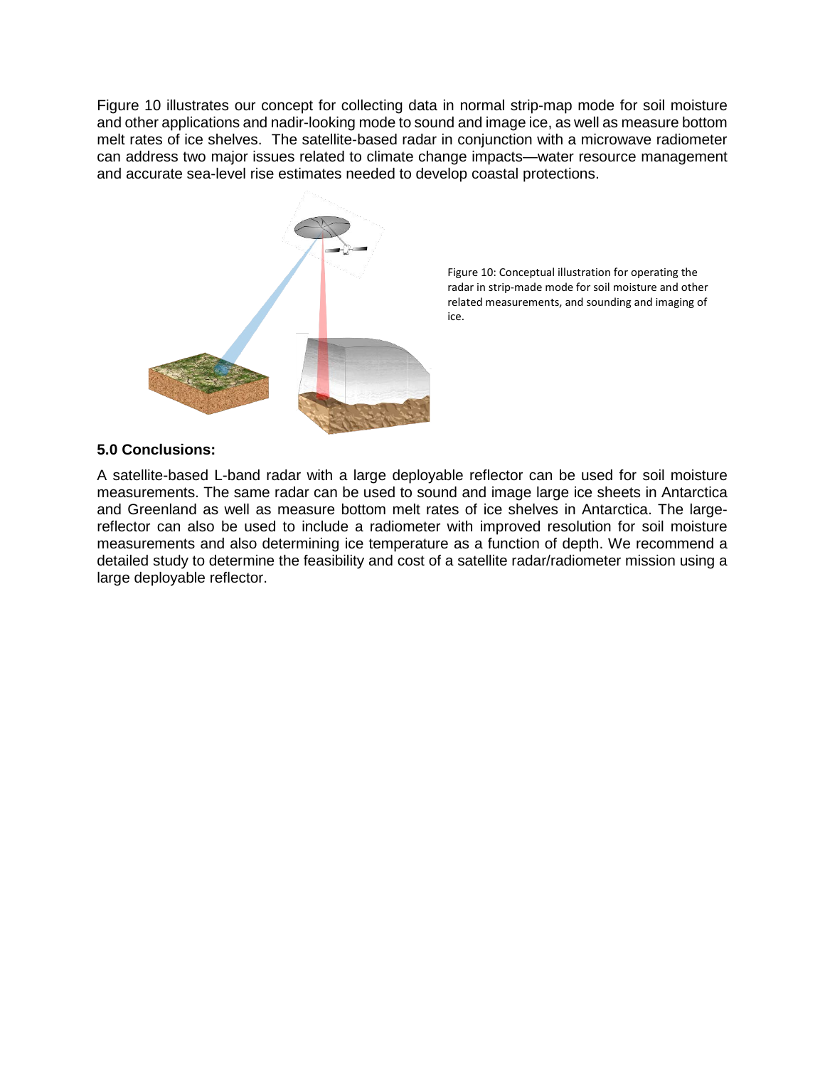Figure 10 illustrates our concept for collecting data in normal strip-map mode for soil moisture and other applications and nadir-looking mode to sound and image ice, as well as measure bottom melt rates of ice shelves. The satellite-based radar in conjunction with a microwave radiometer can address two major issues related to climate change impacts—water resource management and accurate sea-level rise estimates needed to develop coastal protections.

Figure 10: Conceptual illustration for operating the radar in strip-made mode for soil moisture and other related measurements, and sounding and imaging of ice.

### 5.0 Conclusions:

A satellite-based L-band radar with a large deployable reflector can be used for soil moisture measurements. The same radar can be used to sound and image large ice sheets in Antarctica and Greenland as well as measure bottom melt rates of ice shelves in Antarctica. The large-reflector can also be used to include a radiometer with improved resolution for soil moisture measurements and also determining ice temperature as a function of depth. We recommend a detailed study to determine the feasibility and cost of a satellite radar/radiometer mission using a large deployable reflector.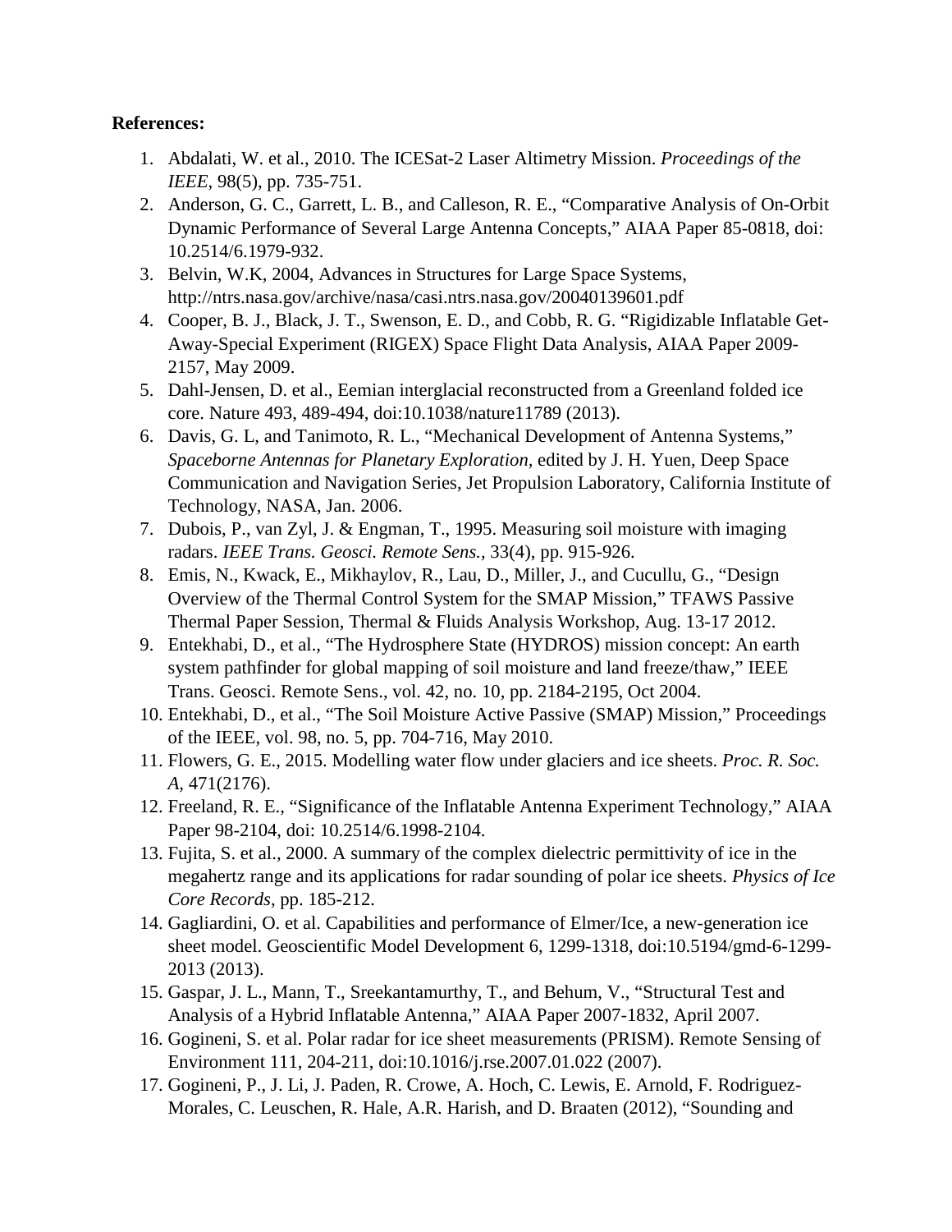**References:**

1. Abdalati, W. et al., 2010. The ICESat-2 Laser Altimetry Mission. *Proceedings of the IEEE*, 98(5), pp. 735-751.
2. Anderson, G. C., Garrett, L. B., and Calleson, R. E., "Comparative Analysis of On-Orbit Dynamic Performance of Several Large Antenna Concepts," AIAA Paper 85-0818, doi: 10.2514/6.1979-932.
3. Belvin, W.K, 2004, Advances in Structures for Large Space Systems, http://ntrs.nasa.gov/archive/nasa/casi.ntrs.nasa.gov/20040139601.pdf
4. Cooper, B. J., Black, J. T., Swenson, E. D., and Cobb, R. G. "Rigidizable Inflatable Get-Away-Special Experiment (RIGEX) Space Flight Data Analysis, AIAA Paper 2009-2157, May 2009.
5. Dahl-Jensen, D. et al., Eemian interglacial reconstructed from a Greenland folded ice core. Nature 493, 489-494, doi:10.1038/nature11789 (2013).
6. Davis, G. L, and Tanimoto, R. L., "Mechanical Development of Antenna Systems," *Spaceborne Antennas for Planetary Exploration*, edited by J. H. Yuen, Deep Space Communication and Navigation Series, Jet Propulsion Laboratory, California Institute of Technology, NASA, Jan. 2006.
7. Dubois, P., van Zyl, J. & Engman, T., 1995. Measuring soil moisture with imaging radars. *IEEE Trans. Geosci. Remote Sens.*, 33(4), pp. 915-926.
8. Emis, N., Kwack, E., Mikhaylov, R., Lau, D., Miller, J., and Cucullu, G., "Design Overview of the Thermal Control System for the SMAP Mission," TFAWS Passive Thermal Paper Session, Thermal & Fluids Analysis Workshop, Aug. 13-17 2012.
9. Entekhabi, D., et al., "The Hydrosphere State (HYDROS) mission concept: An earth system pathfinder for global mapping of soil moisture and land freeze/thaw," IEEE Trans. Geosci. Remote Sens., vol. 42, no. 10, pp. 2184-2195, Oct 2004.
10. Entekhabi, D., et al., "The Soil Moisture Active Passive (SMAP) Mission," Proceedings of the IEEE, vol. 98, no. 5, pp. 704-716, May 2010.
11. Flowers, G. E., 2015. Modelling water flow under glaciers and ice sheets. *Proc. R. Soc. A*, 471(2176).
12. Freeland, R. E., "Significance of the Inflatable Antenna Experiment Technology," AIAA Paper 98-2104, doi: 10.2514/6.1998-2104.
13. Fujita, S. et al., 2000. A summary of the complex dielectric permittivity of ice in the megahertz range and its applications for radar sounding of polar ice sheets. *Physics of Ice Core Records*, pp. 185-212.
14. Gagliardini, O. et al. Capabilities and performance of Elmer/Ice, a new-generation ice sheet model. Geoscientific Model Development 6, 1299-1318, doi:10.5194/gmd-6-1299-2013 (2013).
15. Gaspar, J. L., Mann, T., Sreekantamurthy, T., and Behum, V., "Structural Test and Analysis of a Hybrid Inflatable Antenna," AIAA Paper 2007-1832, April 2007.
16. Gogineni, S. et al. Polar radar for ice sheet measurements (PRISM). Remote Sensing of Environment 111, 204-211, doi:10.1016/j.rse.2007.01.022 (2007).
17. Gogineni, P., J. Li, J. Paden, R. Crowe, A. Hoch, C. Lewis, E. Arnold, F. Rodriguez-Morales, C. Leuschen, R. Hale, A.R. Harish, and D. Braaten (2012), "Sounding and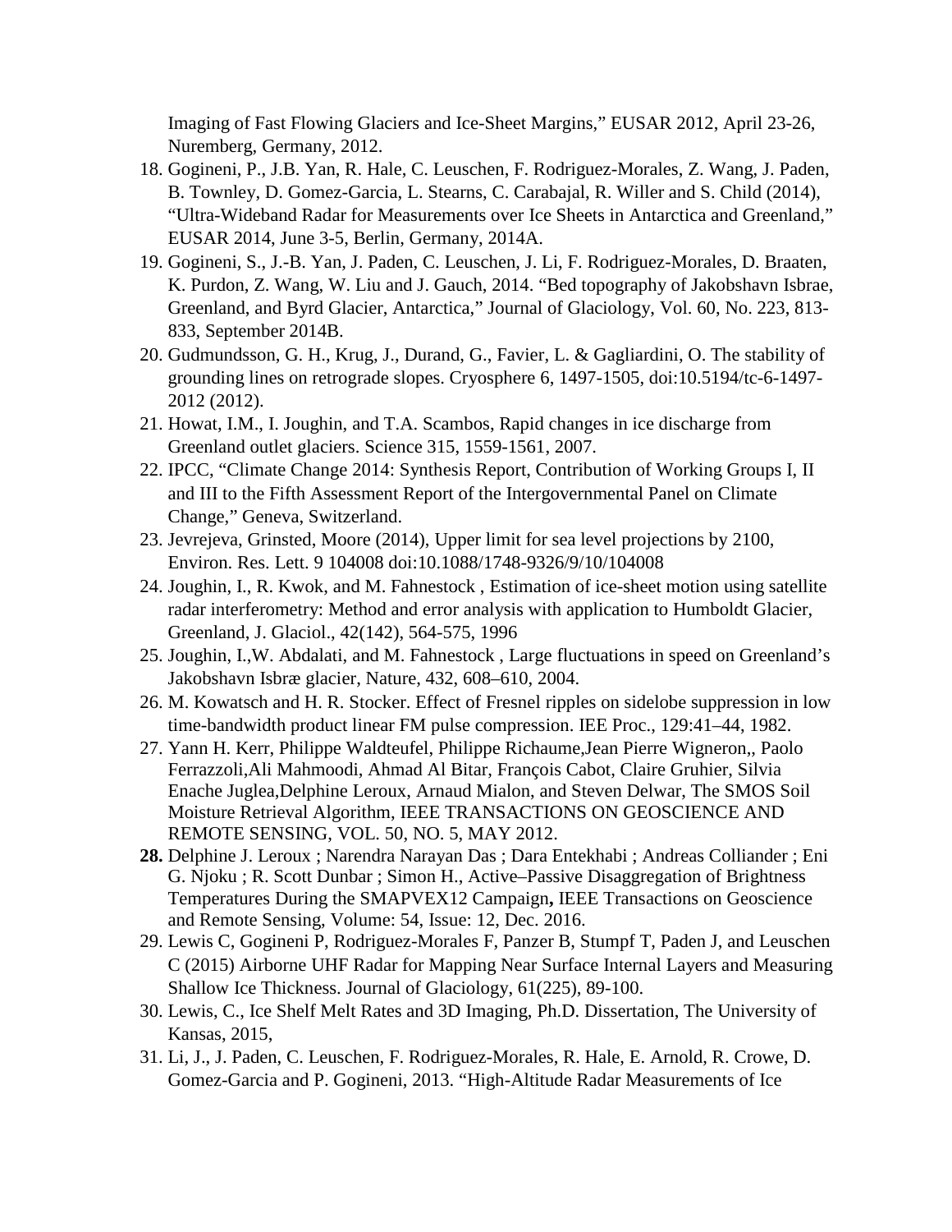Imaging of Fast Flowing Glaciers and Ice-Sheet Margins," EUSAR 2012, April 23-26, Nuremberg, Germany, 2012.

18. Gogineni, P., J.B. Yan, R. Hale, C. Leuschen, F. Rodriguez-Morales, Z. Wang, J. Paden, B. Townley, D. Gomez-Garcia, L. Stearns, C. Carabajal, R. Willer and S. Child (2014), "Ultra-Wideband Radar for Measurements over Ice Sheets in Antarctica and Greenland," EUSAR 2014, June 3-5, Berlin, Germany, 2014A.
19. Gogineni, S., J.-B. Yan, J. Paden, C. Leuschen, J. Li, F. Rodriguez-Morales, D. Braaten, K. Purdon, Z. Wang, W. Liu and J. Gauch, 2014. "Bed topography of Jakobshavn Isbrae, Greenland, and Byrd Glacier, Antarctica," Journal of Glaciology, Vol. 60, No. 223, 813-833, September 2014B.
20. Gudmundsson, G. H., Krug, J., Durand, G., Favier, L. & Gagliardini, O. The stability of grounding lines on retrograde slopes. Cryosphere 6, 1497-1505, doi:10.5194/tc-6-1497-2012 (2012).
21. Howat, I.M., I. Joughin, and T.A. Scambos, Rapid changes in ice discharge from Greenland outlet glaciers. Science 315, 1559-1561, 2007.
22. IPCC, "Climate Change 2014: Synthesis Report, Contribution of Working Groups I, II and III to the Fifth Assessment Report of the Intergovernmental Panel on Climate Change," Geneva, Switzerland.
23. Jevrejeva, Grinsted, Moore (2014), Upper limit for sea level projections by 2100, Environ. Res. Lett. 9 104008 doi:10.1088/1748-9326/9/10/104008
24. Joughin, I., R. Kwok, and M. Fahnestock , Estimation of ice-sheet motion using satellite radar interferometry: Method and error analysis with application to Humboldt Glacier, Greenland, J. Glaciol., 42(142), 564-575, 1996
25. Joughin, I.,W. Abdalati, and M. Fahnestock , Large fluctuations in speed on Greenland's Jakobshavn Isbræ glacier, Nature, 432, 608–610, 2004.
26. M. Kowatsch and H. R. Stocker. Effect of Fresnel ripples on sidelobe suppression in low time-bandwidth product linear FM pulse compression. IEE Proc., 129:41–44, 1982.
27. Yann H. Kerr, Philippe Waldteufel, Philippe Richaume,Jean Pierre Wigneron,, Paolo Ferrazzoli,Ali Mahmoodi, Ahmad Al Bitar, François Cabot, Claire Gruhier, Silvia Enache Juglea,Delphine Leroux, Arnaud Mialon, and Steven Delwar, The SMOS Soil Moisture Retrieval Algorithm, IEEE TRANSACTIONS ON GEOSCIENCE AND REMOTE SENSING, VOL. 50, NO. 5, MAY 2012.
28. Delphine J. Leroux ; Narendra Narayan Das ; Dara Entekhabi ; Andreas Colliander ; Eni G. Njoku ; R. Scott Dunbar ; Simon H., Active–Passive Disaggregation of Brightness Temperatures During the SMAPVEX12 Campaign**,** IEEE Transactions on Geoscience and Remote Sensing, Volume: 54, Issue: 12, Dec. 2016.
29. Lewis C, Gogineni P, Rodriguez-Morales F, Panzer B, Stumpf T, Paden J, and Leuschen C (2015) Airborne UHF Radar for Mapping Near Surface Internal Layers and Measuring Shallow Ice Thickness. Journal of Glaciology, 61(225), 89-100.
30. Lewis, C., Ice Shelf Melt Rates and 3D Imaging, Ph.D. Dissertation, The University of Kansas, 2015,
31. Li, J., J. Paden, C. Leuschen, F. Rodriguez-Morales, R. Hale, E. Arnold, R. Crowe, D. Gomez-Garcia and P. Gogineni, 2013. "High-Altitude Radar Measurements of Ice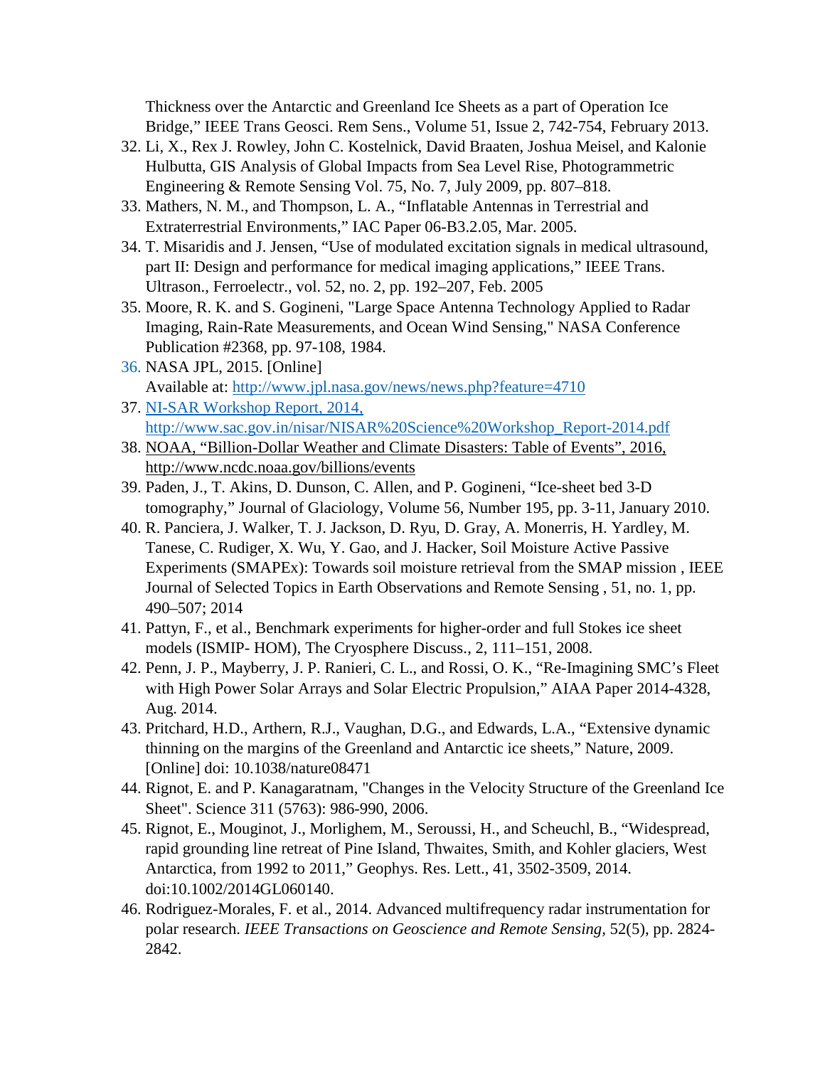Thickness over the Antarctic and Greenland Ice Sheets as a part of Operation Ice Bridge," IEEE Trans Geosci. Rem Sens., Volume 51, Issue 2, 742-754, February 2013.

32. Li, X., Rex J. Rowley, John C. Kostelnick, David Braaten, Joshua Meisel, and Kalonie Hulbutta, GIS Analysis of Global Impacts from Sea Level Rise, Photogrammetric Engineering & Remote Sensing Vol. 75, No. 7, July 2009, pp. 807–818.
33. Mathers, N. M., and Thompson, L. A., "Inflatable Antennas in Terrestrial and Extraterrestrial Environments," IAC Paper 06-B3.2.05, Mar. 2005.
34. T. Misaridis and J. Jensen, "Use of modulated excitation signals in medical ultrasound, part II: Design and performance for medical imaging applications," IEEE Trans. Ultrason., Ferroelectr., vol. 52, no. 2, pp. 192–207, Feb. 2005
35. Moore, R. K. and S. Gogineni, "Large Space Antenna Technology Applied to Radar Imaging, Rain-Rate Measurements, and Ocean Wind Sensing," NASA Conference Publication #2368, pp. 97-108, 1984.
36. NASA JPL, 2015. [Online] Available at: http://www.jpl.nasa.gov/news/news.php?feature=4710
37. NI-SAR Workshop Report, 2014, http://www.sac.gov.in/nisar/NISAR%20Science%20Workshop_Report-2014.pdf
38. NOAA, "Billion-Dollar Weather and Climate Disasters: Table of Events", 2016, http://www.ncdc.noaa.gov/billions/events
39. Paden, J., T. Akins, D. Dunson, C. Allen, and P. Gogineni, "Ice-sheet bed 3-D tomography," Journal of Glaciology, Volume 56, Number 195, pp. 3-11, January 2010.
40. R. Panciera, J. Walker, T. J. Jackson, D. Ryu, D. Gray, A. Monerris, H. Yardley, M. Tanese, C. Rudiger, X. Wu, Y. Gao, and J. Hacker, Soil Moisture Active Passive Experiments (SMAPEx): Towards soil moisture retrieval from the SMAP mission , IEEE Journal of Selected Topics in Earth Observations and Remote Sensing , 51, no. 1, pp. 490–507; 2014
41. Pattyn, F., et al., Benchmark experiments for higher-order and full Stokes ice sheet models (ISMIP- HOM), The Cryosphere Discuss., 2, 111–151, 2008.
42. Penn, J. P., Mayberry, J. P. Ranieri, C. L., and Rossi, O. K., "Re-Imagining SMC's Fleet with High Power Solar Arrays and Solar Electric Propulsion," AIAA Paper 2014-4328, Aug. 2014.
43. Pritchard, H.D., Arthern, R.J., Vaughan, D.G., and Edwards, L.A., "Extensive dynamic thinning on the margins of the Greenland and Antarctic ice sheets," Nature, 2009. [Online] doi: 10.1038/nature08471
44. Rignot, E. and P. Kanagaratnam, "Changes in the Velocity Structure of the Greenland Ice Sheet". Science 311 (5763): 986-990, 2006.
45. Rignot, E., Mouginot, J., Morlighem, M., Seroussi, H., and Scheuchl, B., "Widespread, rapid grounding line retreat of Pine Island, Thwaites, Smith, and Kohler glaciers, West Antarctica, from 1992 to 2011," Geophys. Res. Lett., 41, 3502-3509, 2014. doi:10.1002/2014GL060140.
46. Rodriguez-Morales, F. et al., 2014. Advanced multifrequency radar instrumentation for polar research. *IEEE Transactions on Geoscience and Remote Sensing*, 52(5), pp. 2824-2842.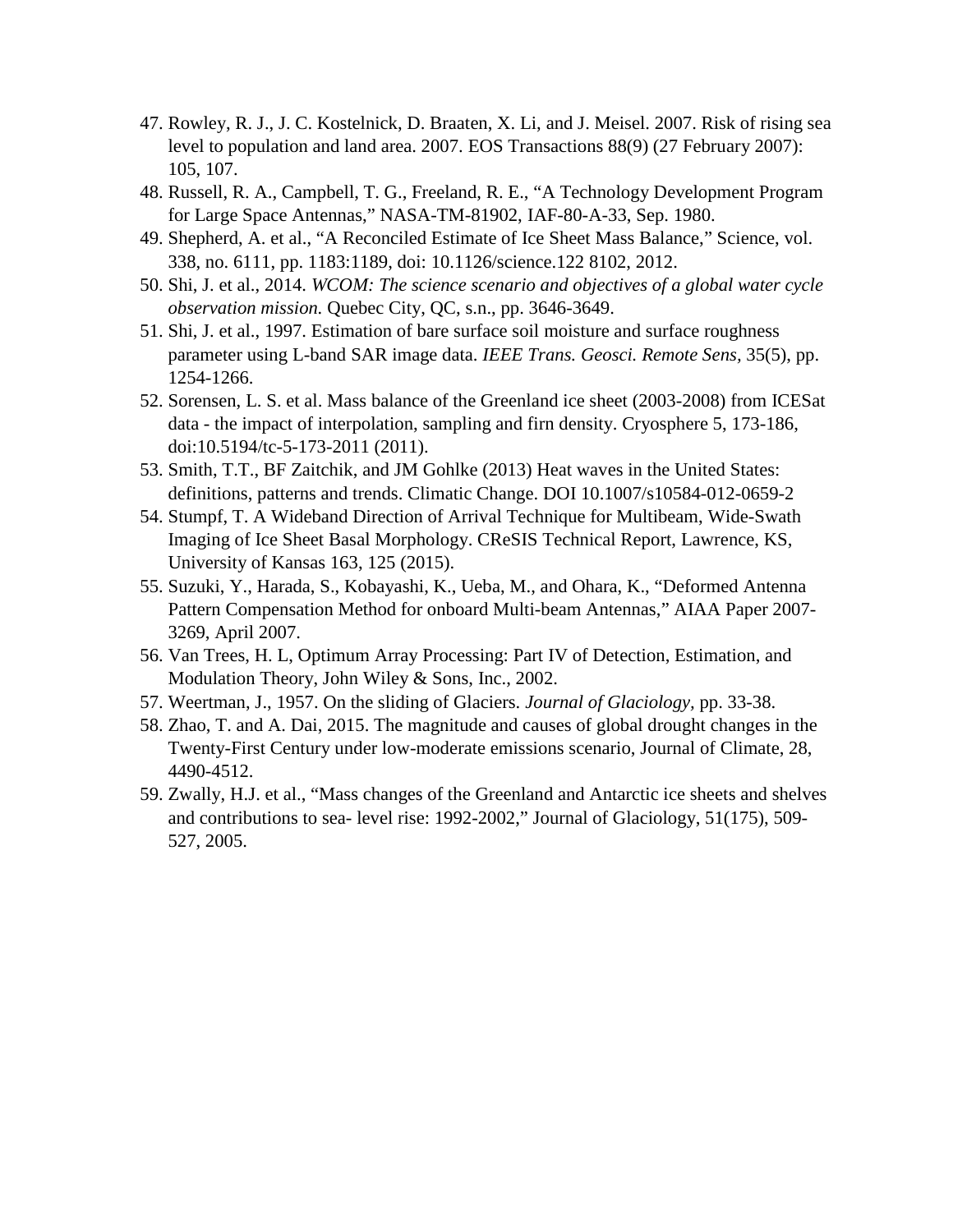47. Rowley, R. J., J. C. Kostelnick, D. Braaten, X. Li, and J. Meisel. 2007. Risk of rising sea level to population and land area. 2007. EOS Transactions 88(9) (27 February 2007): 105, 107.
48. Russell, R. A., Campbell, T. G., Freeland, R. E., "A Technology Development Program for Large Space Antennas," NASA-TM-81902, IAF-80-A-33, Sep. 1980.
49. Shepherd, A. et al., "A Reconciled Estimate of Ice Sheet Mass Balance," Science, vol. 338, no. 6111, pp. 1183:1189, doi: 10.1126/science.122 8102, 2012.
50. Shi, J. et al., 2014. *WCOM: The science scenario and objectives of a global water cycle observation mission.* Quebec City, QC, s.n., pp. 3646-3649.
51. Shi, J. et al., 1997. Estimation of bare surface soil moisture and surface roughness parameter using L-band SAR image data. *IEEE Trans. Geosci. Remote Sens,* 35(5), pp. 1254-1266.
52. Sorensen, L. S. et al. Mass balance of the Greenland ice sheet (2003-2008) from ICESat data - the impact of interpolation, sampling and firn density. Cryosphere 5, 173-186, doi:10.5194/tc-5-173-2011 (2011).
53. Smith, T.T., BF Zaitchik, and JM Gohlke (2013) Heat waves in the United States: definitions, patterns and trends. Climatic Change. DOI 10.1007/s10584-012-0659-2
54. Stumpf, T. A Wideband Direction of Arrival Technique for Multibeam, Wide-Swath Imaging of Ice Sheet Basal Morphology. CReSIS Technical Report, Lawrence, KS, University of Kansas 163, 125 (2015).
55. Suzuki, Y., Harada, S., Kobayashi, K., Ueba, M., and Ohara, K., "Deformed Antenna Pattern Compensation Method for onboard Multi-beam Antennas," AIAA Paper 2007-3269, April 2007.
56. Van Trees, H. L, Optimum Array Processing: Part IV of Detection, Estimation, and Modulation Theory, John Wiley & Sons, Inc., 2002.
57. Weertman, J., 1957. On the sliding of Glaciers. *Journal of Glaciology*, pp. 33-38.
58. Zhao, T. and A. Dai, 2015. The magnitude and causes of global drought changes in the Twenty-First Century under low-moderate emissions scenario, Journal of Climate, 28, 4490-4512.
59. Zwally, H.J. et al., "Mass changes of the Greenland and Antarctic ice sheets and shelves and contributions to sea- level rise: 1992-2002," Journal of Glaciology, 51(175), 509-527, 2005.